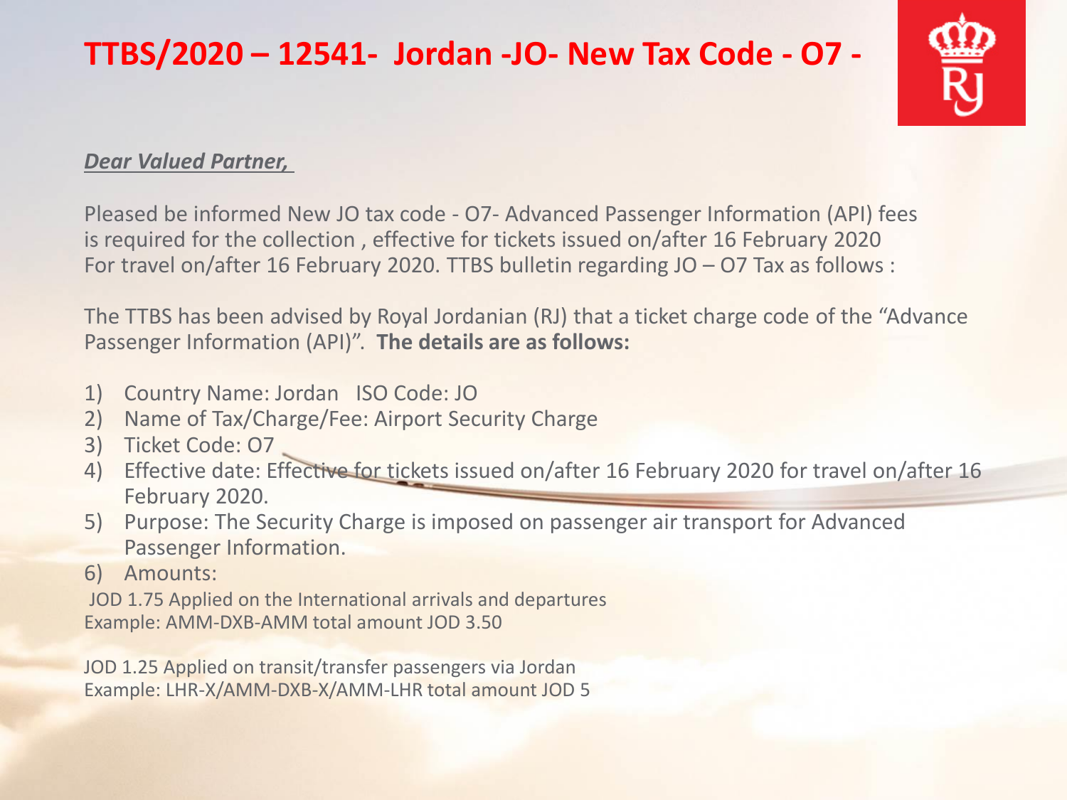# TTBS/2020 – 12541- Jordan -JO- New Tax Code - O7 -

***Dear Valued Partner,***

Pleased be informed New JO tax code - O7- Advanced Passenger Information (API) fees is required for the collection , effective for tickets issued on/after 16 February 2020 For travel on/after 16 February 2020. TTBS bulletin regarding JO – O7 Tax as follows :

The TTBS has been advised by Royal Jordanian (RJ) that a ticket charge code of the "Advance Passenger Information (API)". **The details are as follows:**

1) Country Name: Jordan ISO Code: JO
2) Name of Tax/Charge/Fee: Airport Security Charge
3) Ticket Code: O7
4) Effective date: Effective for tickets issued on/after 16 February 2020 for travel on/after 16 February 2020.
5) Purpose: The Security Charge is imposed on passenger air transport for Advanced Passenger Information.
6) Amounts:

JOD 1.75 Applied on the International arrivals and departures
Example: AMM-DXB-AMM total amount JOD 3.50

JOD 1.25 Applied on transit/transfer passengers via Jordan
Example: LHR-X/AMM-DXB-X/AMM-LHR total amount JOD 5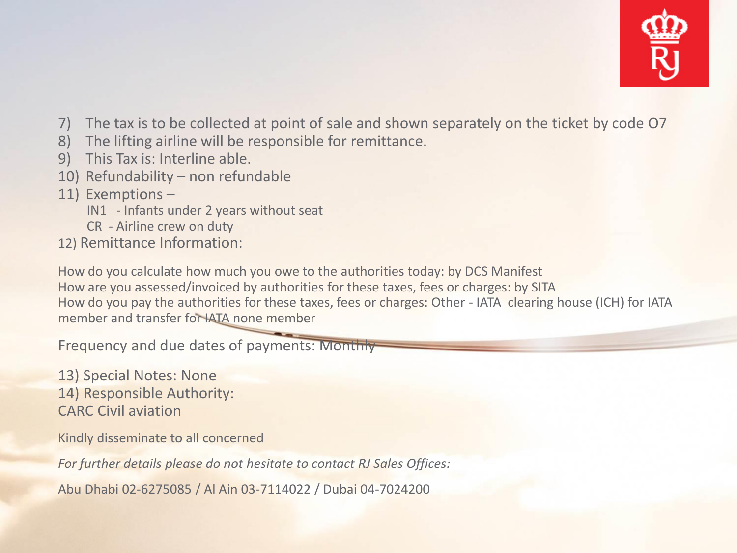7) The tax is to be collected at point of sale and shown separately on the ticket by code O7
8) The lifting airline will be responsible for remittance.
9) This Tax is: Interline able.
10) Refundability – non refundable
11) Exemptions –
    IN1 - Infants under 2 years without seat
    CR - Airline crew on duty
12) Remittance Information:

How do you calculate how much you owe to the authorities today: by DCS Manifest
How are you assessed/invoiced by authorities for these taxes, fees or charges: by SITA
How do you pay the authorities for these taxes, fees or charges: Other - IATA clearing house (ICH) for IATA member and transfer for IATA none member

Frequency and due dates of payments: Monthly

13) Special Notes: None
14) Responsible Authority:
CARC Civil aviation

Kindly disseminate to all concerned

*For further details please do not hesitate to contact RJ Sales Offices:*

Abu Dhabi 02-6275085 / Al Ain 03-7114022 / Dubai 04-7024200